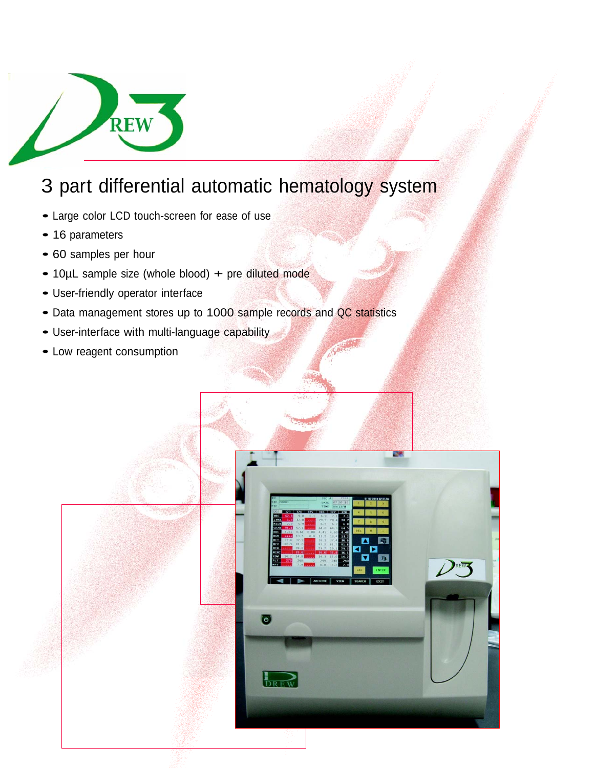# 3 part differential automatic hematology system

- Large color LCD touch-screen for ease of use
- 16 parameters
- 60 samples per hour
- 10µL sample size (whole blood) + pre diluted mode
- User-friendly operator interface
- Data management stores up to 1000 sample records and QC statistics
- User-interface with multi-language capability
- Low reagent consumption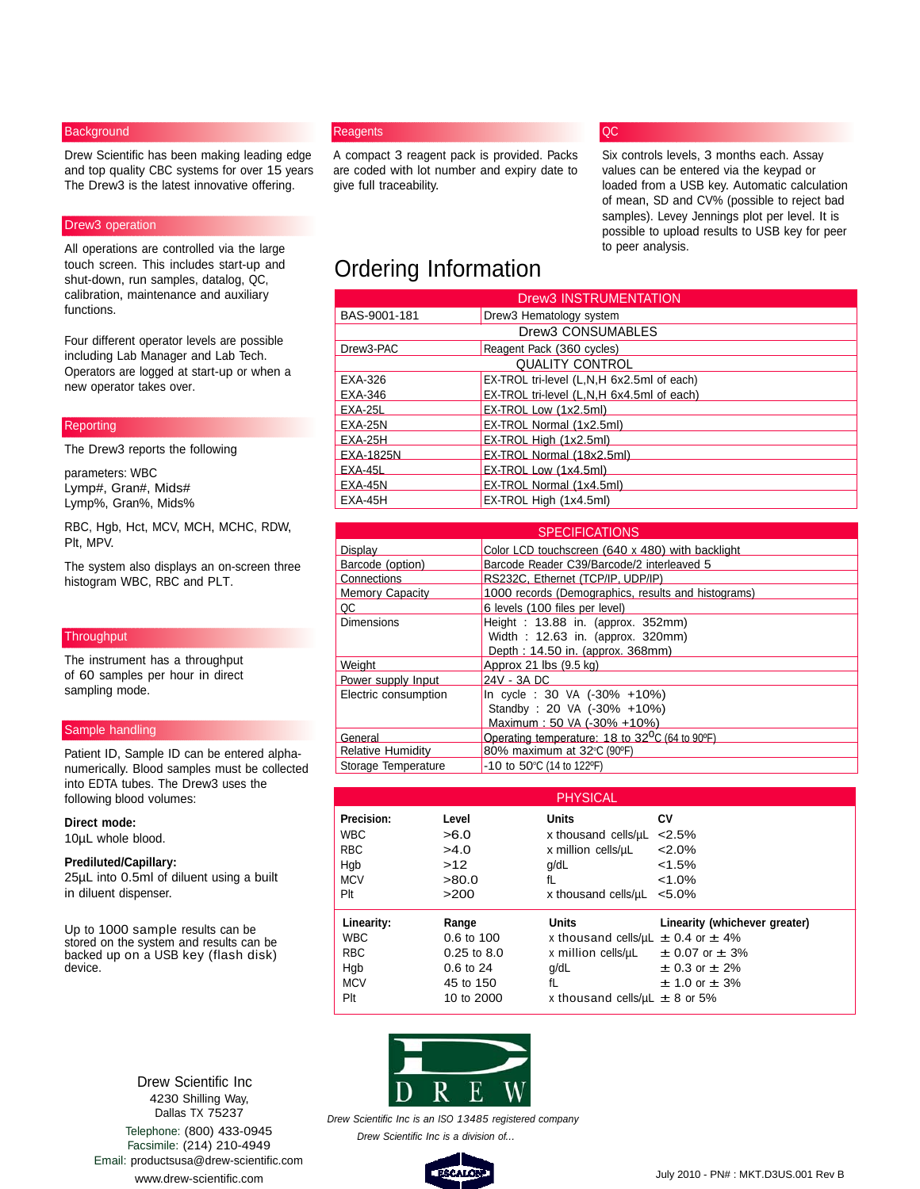## Background

Drew Scientific has been making leading edge and top quality CBC systems for over 15 years The Drew3 is the latest innovative offering.

## Drew3 operation

All operations are controlled via the large touch screen. This includes start-up and shut-down, run samples, datalog, QC, calibration, maintenance and auxiliary functions.

Four different operator levels are possible including Lab Manager and Lab Tech. Operators are logged at start-up or when a new operator takes over.

## Reporting

The Drew3 reports the following

parameters: WBC
Lymp#, Gran#, Mids#
Lymp%, Gran%, Mids%

RBC, Hgb, Hct, MCV, MCH, MCHC, RDW, Plt, MPV.

The system also displays an on-screen three histogram WBC, RBC and PLT.

## Throughput

The instrument has a throughput of 60 samples per hour in direct sampling mode.

## Sample handling

Patient ID, Sample ID can be entered alpha-numerically. Blood samples must be collected into EDTA tubes. The Drew3 uses the following blood volumes:

**Direct mode:**
10µL whole blood.

**Prediluted/Capillary:**
25µL into 0.5ml of diluent using a built in diluent dispenser.

Up to 1000 sample results can be stored on the system and results can be backed up on a USB key (flash disk) device.

## Reagents

A compact 3 reagent pack is provided. Packs are coded with lot number and expiry date to give full traceability.

## QC

Six controls levels, 3 months each. Assay values can be entered via the keypad or loaded from a USB key. Automatic calculation of mean, SD and CV% (possible to reject bad samples). Levey Jennings plot per level. It is possible to upload results to USB key for peer to peer analysis.

# Ordering Information

| Drew3 INSTRUMENTATION | |
|---|---|
| BAS-9001-181 | Drew3 Hematology system |
| **Drew3 CONSUMABLES** | |
| Drew3-PAC | Reagent Pack (360 cycles) |
| **QUALITY CONTROL** | |
| EXA-326 | EX-TROL tri-level (L,N,H 6x2.5ml of each) |
| EXA-346 | EX-TROL tri-level (L,N,H 6x4.5ml of each) |
| EXA-25L | EX-TROL Low (1x2.5ml) |
| EXA-25N | EX-TROL Normal (1x2.5ml) |
| EXA-25H | EX-TROL High (1x2.5ml) |
| EXA-1825N | EX-TROL Normal (18x2.5ml) |
| EXA-45L | EX-TROL Low (1x4.5ml) |
| EXA-45N | EX-TROL Normal (1x4.5ml) |
| EXA-45H | EX-TROL High (1x4.5ml) |

| SPECIFICATIONS | |
|---|---|
| Display | Color LCD touchscreen (640 x 480) with backlight |
| Barcode (option) | Barcode Reader C39/Barcode/2 interleaved 5 |
| Connections | RS232C, Ethernet (TCP/IP, UDP/IP) |
| Memory Capacity | 1000 records (Demographics, results and histograms) |
| QC | 6 levels (100 files per level) |
| Dimensions | Height : 13.88 in. (approx. 352mm)<br>Width : 12.63 in. (approx. 320mm)<br>Depth : 14.50 in. (approx. 368mm) |
| Weight | Approx 21 lbs (9.5 kg) |
| Power supply Input | 24V - 3A DC |
| Electric consumption | In cycle : 30 VA (-30% +10%)<br>Standby : 20 VA (-30% +10%)<br>Maximum : 50 VA (-30% +10%) |
| General | Operating temperature: 18 to 32ºC (64 to 90ºF) |
| Relative Humidity | 80% maximum at 32ºC (90ºF) |
| Storage Temperature | -10 to 50ºC (14 to 122ºF) |

**PHYSICAL**

| **Precision:** | **Level** | **Units** | **CV** |
|---|---|---|---|
| WBC | >6.0 | x thousand cells/µL | <2.5% |
| RBC | >4.0 | x million cells/µL | <2.0% |
| Hgb | >12 | g/dL | <1.5% |
| MCV | >80.0 | fL | <1.0% |
| Plt | >200 | x thousand cells/µL | <5.0% |

| **Linearity:** | **Range** | **Units** | **Linearity (whichever greater)** |
|---|---|---|---|
| WBC | 0.6 to 100 | x thousand cells/µL | ± 0.4 or ± 4% |
| RBC | 0.25 to 8.0 | x million cells/µL | ± 0.07 or ± 3% |
| Hgb | 0.6 to 24 | g/dL | ± 0.3 or ± 2% |
| MCV | 45 to 150 | fL | ± 1.0 or ± 3% |
| Plt | 10 to 2000 | x thousand cells/µL | ± 8 or 5% |

Drew Scientific Inc
4230 Shilling Way,
Dallas TX 75237
Telephone: (800) 433-0945
Facsimile: (214) 210-4949
Email: productsusa@drew-scientific.com
www.drew-scientific.com

DREW

*Drew Scientific Inc is an ISO 13485 registered company*

*Drew Scientific Inc is a division of...*

ESCALON

July 2010 - PN# : MKT.D3US.001 Rev B